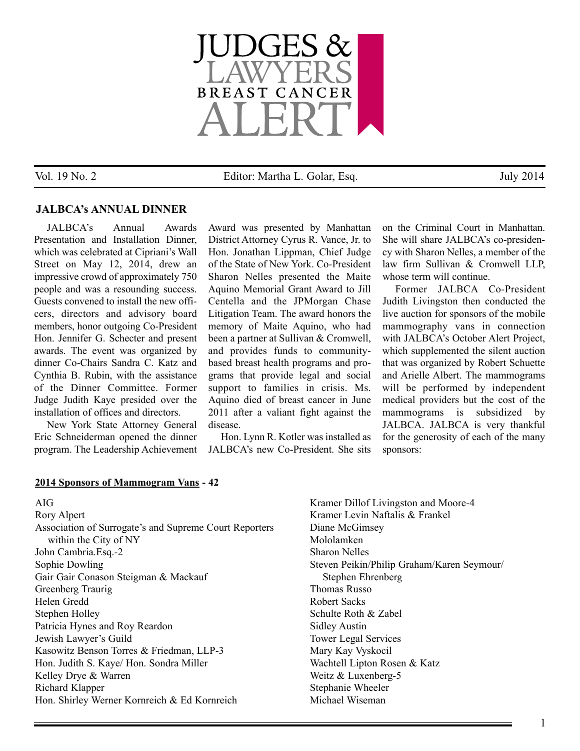# JUDGES & LAWYERS BREAST CANCER ALERT

Vol. 19 No. 2 | Editor: Martha L. Golar, Esq. | July 2014

## JALBCA's ANNUAL DINNER

JALBCA's Annual Awards Presentation and Installation Dinner, which was celebrated at Cipriani's Wall Street on May 12, 2014, drew an impressive crowd of approximately 750 people and was a resounding success. Guests convened to install the new officers, directors and advisory board members, honor outgoing Co-President Hon. Jennifer G. Schecter and present awards. The event was organized by dinner Co-Chairs Sandra C. Katz and Cynthia B. Rubin, with the assistance of the Dinner Committee. Former Judge Judith Kaye presided over the installation of offices and directors.

New York State Attorney General Eric Schneiderman opened the dinner program. The Leadership Achievement Award was presented by Manhattan District Attorney Cyrus R. Vance, Jr. to Hon. Jonathan Lippman, Chief Judge of the State of New York. Co-President Sharon Nelles presented the Maite Aquino Memorial Grant Award to Jill Centella and the JPMorgan Chase Litigation Team. The award honors the memory of Maite Aquino, who had been a partner at Sullivan & Cromwell, and provides funds to community-based breast health programs and programs that provide legal and social support to families in crisis. Ms. Aquino died of breast cancer in June 2011 after a valiant fight against the disease.

Hon. Lynn R. Kotler was installed as JALBCA's new Co-President. She sits on the Criminal Court in Manhattan. She will share JALBCA's co-presidency with Sharon Nelles, a member of the law firm Sullivan & Cromwell LLP, whose term will continue.

Former JALBCA Co-President Judith Livingston then conducted the live auction for sponsors of the mobile mammography vans in connection with JALBCA's October Alert Project, which supplemented the silent auction that was organized by Robert Schuette and Arielle Albert. The mammograms will be performed by independent medical providers but the cost of the mammograms is subsidized by JALBCA. JALBCA is very thankful for the generosity of each of the many sponsors:

**2014 Sponsors of Mammogram Vans - 42**

AIG
Rory Alpert
Association of Surrogate's and Supreme Court Reporters within the City of NY
John Cambria.Esq.-2
Sophie Dowling
Gair Gair Conason Steigman & Mackauf
Greenberg Traurig
Helen Gredd
Stephen Holley
Patricia Hynes and Roy Reardon
Jewish Lawyer's Guild
Kasowitz Benson Torres & Friedman, LLP-3
Hon. Judith S. Kaye/ Hon. Sondra Miller
Kelley Drye & Warren
Richard Klapper
Hon. Shirley Werner Kornreich & Ed Kornreich
Kramer Dillof Livingston and Moore-4
Kramer Levin Naftalis & Frankel
Diane McGimsey
Mololamken
Sharon Nelles
Steven Peikin/Philip Graham/Karen Seymour/ Stephen Ehrenberg
Thomas Russo
Robert Sacks
Schulte Roth & Zabel
Sidley Austin
Tower Legal Services
Mary Kay Vyskocil
Wachtell Lipton Rosen & Katz
Weitz & Luxenberg-5
Stephanie Wheeler
Michael Wiseman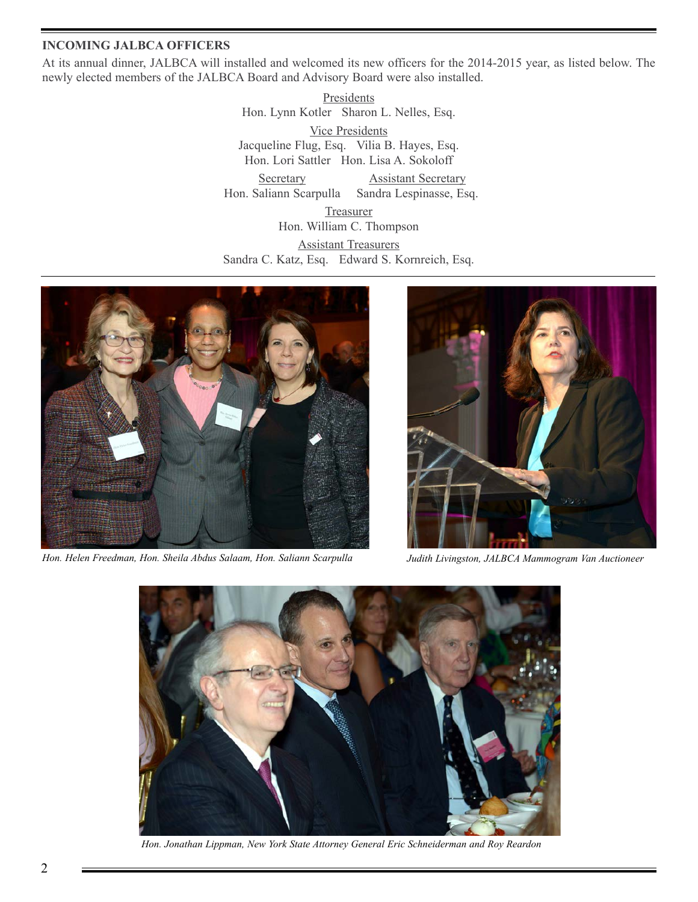## INCOMING JALBCA OFFICERS

At its annual dinner, JALBCA will installed and welcomed its new officers for the 2014-2015 year, as listed below. The newly elected members of the JALBCA Board and Advisory Board were also installed.

Presidents
Hon. Lynn Kotler   Sharon L. Nelles, Esq.

Vice Presidents
Jacqueline Flug, Esq.   Vilia B. Hayes, Esq.
Hon. Lori Sattler   Hon. Lisa A. Sokoloff

Secretary
Hon. Saliann Scarpulla

Assistant Secretary
Sandra Lespinasse, Esq.

Treasurer
Hon. William C. Thompson

Assistant Treasurers
Sandra C. Katz, Esq.   Edward S. Kornreich, Esq.

*Hon. Helen Freedman, Hon. Sheila Abdus Salaam, Hon. Saliann Scarpulla*

*Judith Livingston, JALBCA Mammogram Van Auctioneer*

*Hon. Jonathan Lippman, New York State Attorney General Eric Schneiderman and Roy Reardon*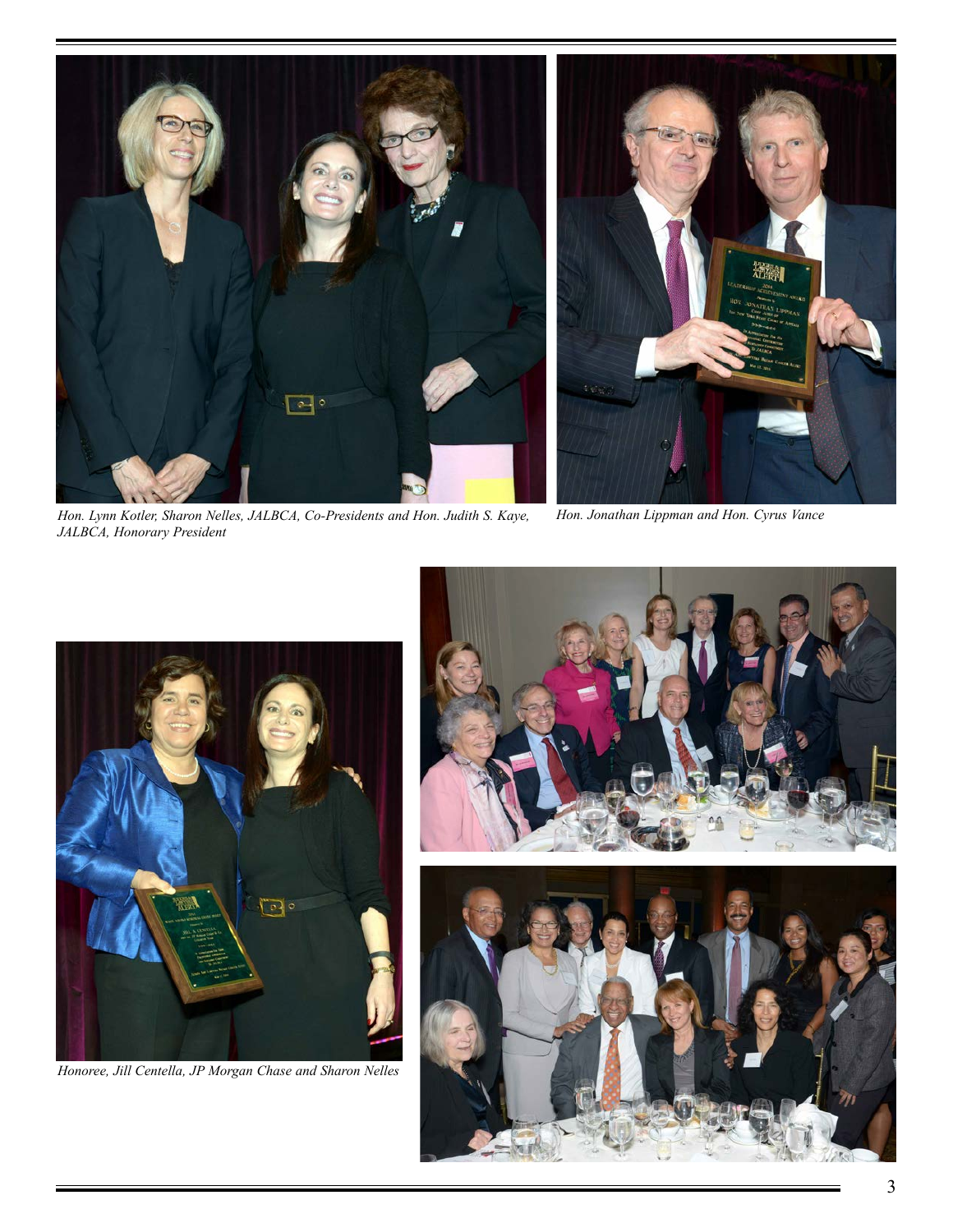*Hon. Lynn Kotler, Sharon Nelles, JALBCA, Co-Presidents and Hon. Judith S. Kaye, JALBCA, Honorary President*

*Hon. Jonathan Lippman and Hon. Cyrus Vance*

*Honoree, Jill Centella, JP Morgan Chase and Sharon Nelles*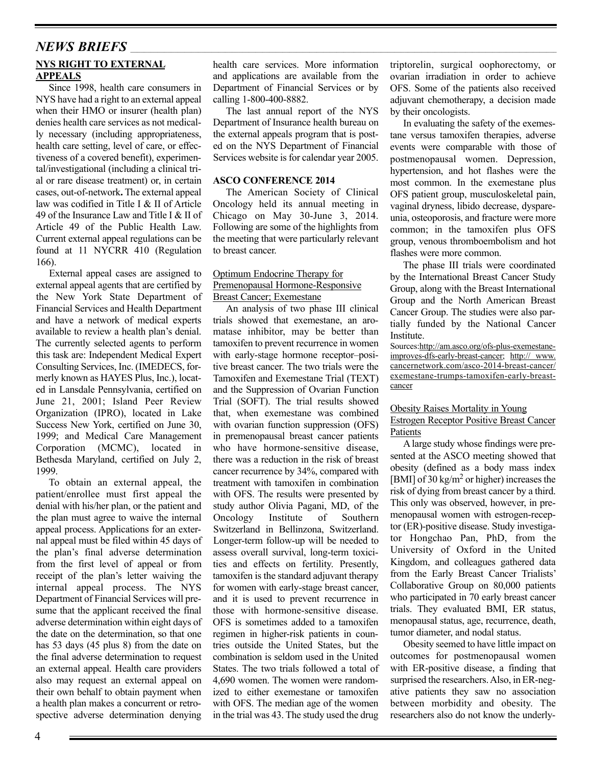## NEWS BRIEFS

### NYS RIGHT TO EXTERNAL APPEALS

Since 1998, health care consumers in NYS have had a right to an external appeal when their HMO or insurer (health plan) denies health care services as not medically necessary (including appropriateness, health care setting, level of care, or effectiveness of a covered benefit), experimental/investigational (including a clinical trial or rare disease treatment) or, in certain cases, out-of-network**.** The external appeal law was codified in Title I & II of Article 49 of the Insurance Law and Title I & II of Article 49 of the Public Health Law. Current external appeal regulations can be found at 11 NYCRR 410 (Regulation 166).

External appeal cases are assigned to external appeal agents that are certified by the New York State Department of Financial Services and Health Department and have a network of medical experts available to review a health plan's denial. The currently selected agents to perform this task are: Independent Medical Expert Consulting Services, Inc. (IMEDECS, formerly known as HAYES Plus, Inc.), located in Lansdale Pennsylvania, certified on June 21, 2001; Island Peer Review Organization (IPRO), located in Lake Success New York, certified on June 30, 1999; and Medical Care Management Corporation (MCMC), located in Bethesda Maryland, certified on July 2, 1999.

To obtain an external appeal, the patient/enrollee must first appeal the denial with his/her plan, or the patient and the plan must agree to waive the internal appeal process. Applications for an external appeal must be filed within 45 days of the plan's final adverse determination from the first level of appeal or from receipt of the plan's letter waiving the internal appeal process. The NYS Department of Financial Services will presume that the applicant received the final adverse determination within eight days of the date on the determination, so that one has 53 days (45 plus 8) from the date on the final adverse determination to request an external appeal. Health care providers also may request an external appeal on their own behalf to obtain payment when a health plan makes a concurrent or retrospective adverse determination denying health care services. More information and applications are available from the Department of Financial Services or by calling 1-800-400-8882.

The last annual report of the NYS Department of Insurance health bureau on the external appeals program that is posted on the NYS Department of Financial Services website is for calendar year 2005.

### ASCO CONFERENCE 2014

The American Society of Clinical Oncology held its annual meeting in Chicago on May 30-June 3, 2014. Following are some of the highlights from the meeting that were particularly relevant to breast cancer.

#### Optimum Endocrine Therapy for Premenopausal Hormone-Responsive Breast Cancer; Exemestane

An analysis of two phase III clinical trials showed that exemestane, an aromatase inhibitor, may be better than tamoxifen to prevent recurrence in women with early-stage hormone receptor–positive breast cancer. The two trials were the Tamoxifen and Exemestane Trial (TEXT) and the Suppression of Ovarian Function Trial (SOFT). The trial results showed that, when exemestane was combined with ovarian function suppression (OFS) in premenopausal breast cancer patients who have hormone-sensitive disease, there was a reduction in the risk of breast cancer recurrence by 34%, compared with treatment with tamoxifen in combination with OFS. The results were presented by study author Olivia Pagani, MD, of the Oncology Institute of Southern Switzerland in Bellinzona, Switzerland. Longer-term follow-up will be needed to assess overall survival, long-term toxicities and effects on fertility. Presently, tamoxifen is the standard adjuvant therapy for women with early-stage breast cancer, and it is used to prevent recurrence in those with hormone-sensitive disease. OFS is sometimes added to a tamoxifen regimen in higher-risk patients in countries outside the United States, but the combination is seldom used in the United States. The two trials followed a total of 4,690 women. The women were randomized to either exemestane or tamoxifen with OFS. The median age of the women in the trial was 43. The study used the drug triptorelin, surgical oophorectomy, or ovarian irradiation in order to achieve OFS. Some of the patients also received adjuvant chemotherapy, a decision made by their oncologists.

In evaluating the safety of the exemestane versus tamoxifen therapies, adverse events were comparable with those of postmenopausal women. Depression, hypertension, and hot flashes were the most common. In the exemestane plus OFS patient group, musculoskeletal pain, vaginal dryness, libido decrease, dyspareunia, osteoporosis, and fracture were more common; in the tamoxifen plus OFS group, venous thromboembolism and hot flashes were more common.

The phase III trials were coordinated by the International Breast Cancer Study Group, along with the Breast International Group and the North American Breast Cancer Group. The studies were also partially funded by the National Cancer Institute.

Sources: http://am.asco.org/ofs-plus-exemestane-improves-dfs-early-breast-cancer; http://www.cancernetwork.com/asco-2014-breast-cancer/exemestane-trumps-tamoxifen-early-breast-cancer

#### Obesity Raises Mortality in Young Estrogen Receptor Positive Breast Cancer Patients

A large study whose findings were presented at the ASCO meeting showed that obesity (defined as a body mass index [BMI] of 30 kg/m$^2$ or higher) increases the risk of dying from breast cancer by a third. This only was observed, however, in premenopausal women with estrogen-receptor (ER)-positive disease. Study investigator Hongchao Pan, PhD, from the University of Oxford in the United Kingdom, and colleagues gathered data from the Early Breast Cancer Trialists' Collaborative Group on 80,000 patients who participated in 70 early breast cancer trials. They evaluated BMI, ER status, menopausal status, age, recurrence, death, tumor diameter, and nodal status.

Obesity seemed to have little impact on outcomes for postmenopausal women with ER-positive disease, a finding that surprised the researchers. Also, in ER-negative patients they saw no association between morbidity and obesity. The researchers also do not know the underly-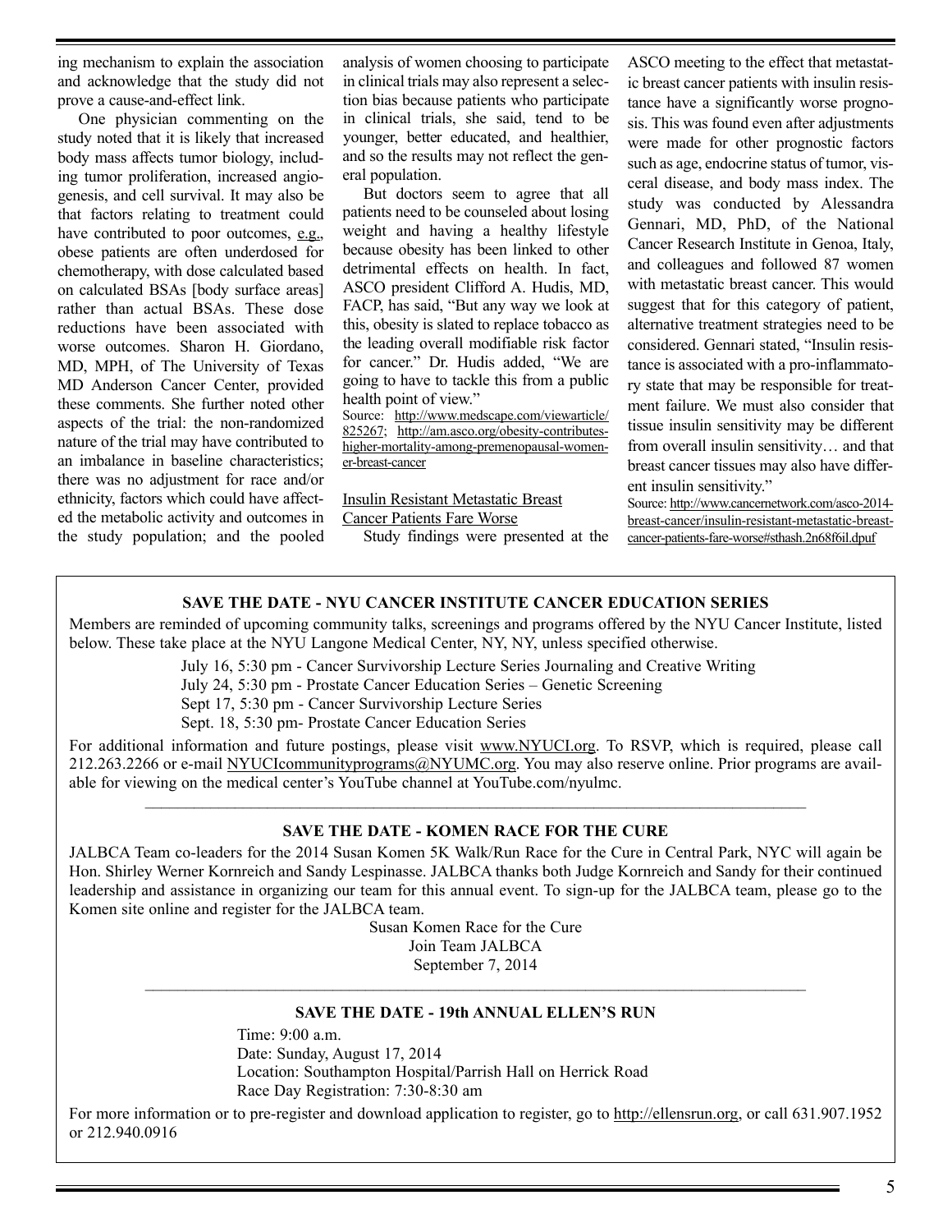ing mechanism to explain the association and acknowledge that the study did not prove a cause-and-effect link.

One physician commenting on the study noted that it is likely that increased body mass affects tumor biology, including tumor proliferation, increased angiogenesis, and cell survival. It may also be that factors relating to treatment could have contributed to poor outcomes, e.g., obese patients are often underdosed for chemotherapy, with dose calculated based on calculated BSAs [body surface areas] rather than actual BSAs. These dose reductions have been associated with worse outcomes. Sharon H. Giordano, MD, MPH, of The University of Texas MD Anderson Cancer Center, provided these comments. She further noted other aspects of the trial: the non-randomized nature of the trial may have contributed to an imbalance in baseline characteristics; there was no adjustment for race and/or ethnicity, factors which could have affected the metabolic activity and outcomes in the study population; and the pooled analysis of women choosing to participate in clinical trials may also represent a selection bias because patients who participate in clinical trials, she said, tend to be younger, better educated, and healthier, and so the results may not reflect the general population.

But doctors seem to agree that all patients need to be counseled about losing weight and having a healthy lifestyle because obesity has been linked to other detrimental effects on health. In fact, ASCO president Clifford A. Hudis, MD, FACP, has said, "But any way we look at this, obesity is slated to replace tobacco as the leading overall modifiable risk factor for cancer." Dr. Hudis added, "We are going to have to tackle this from a public health point of view."

Source: http://www.medscape.com/viewarticle/825267; http://am.asco.org/obesity-contributes-higher-mortality-among-premenopausal-women-er-breast-cancer

Insulin Resistant Metastatic Breast Cancer Patients Fare Worse

Study findings were presented at the ASCO meeting to the effect that metastatic breast cancer patients with insulin resistance have a significantly worse prognosis. This was found even after adjustments were made for other prognostic factors such as age, endocrine status of tumor, visceral disease, and body mass index. The study was conducted by Alessandra Gennari, MD, PhD, of the National Cancer Research Institute in Genoa, Italy, and colleagues and followed 87 women with metastatic breast cancer. This would suggest that for this category of patient, alternative treatment strategies need to be considered. Gennari stated, "Insulin resistance is associated with a pro-inflammatory state that may be responsible for treatment failure. We must also consider that tissue insulin sensitivity may be different from overall insulin sensitivity… and that breast cancer tissues may also have different insulin sensitivity."

Source: http://www.cancernetwork.com/asco-2014-breast-cancer/insulin-resistant-metastatic-breast-cancer-patients-fare-worse#sthash.2n68f6il.dpuf

**SAVE THE DATE - NYU CANCER INSTITUTE CANCER EDUCATION SERIES**

Members are reminded of upcoming community talks, screenings and programs offered by the NYU Cancer Institute, listed below. These take place at the NYU Langone Medical Center, NY, NY, unless specified otherwise.

July 16, 5:30 pm - Cancer Survivorship Lecture Series Journaling and Creative Writing
July 24, 5:30 pm - Prostate Cancer Education Series – Genetic Screening
Sept 17, 5:30 pm - Cancer Survivorship Lecture Series
Sept. 18, 5:30 pm- Prostate Cancer Education Series

For additional information and future postings, please visit www.NYUCI.org. To RSVP, which is required, please call 212.263.2266 or e-mail NYUCIcommunityprograms@NYUMC.org. You may also reserve online. Prior programs are available for viewing on the medical center's YouTube channel at YouTube.com/nyulmc.

---

**SAVE THE DATE - KOMEN RACE FOR THE CURE**

JALBCA Team co-leaders for the 2014 Susan Komen 5K Walk/Run Race for the Cure in Central Park, NYC will again be Hon. Shirley Werner Kornreich and Sandy Lespinasse. JALBCA thanks both Judge Kornreich and Sandy for their continued leadership and assistance in organizing our team for this annual event. To sign-up for the JALBCA team, please go to the Komen site online and register for the JALBCA team.

Susan Komen Race for the Cure
Join Team JALBCA
September 7, 2014

---

**SAVE THE DATE - 19th ANNUAL ELLEN'S RUN**

Time: 9:00 a.m.
Date: Sunday, August 17, 2014
Location: Southampton Hospital/Parrish Hall on Herrick Road
Race Day Registration: 7:30-8:30 am

For more information or to pre-register and download application to register, go to http://ellensrun.org, or call 631.907.1952 or 212.940.0916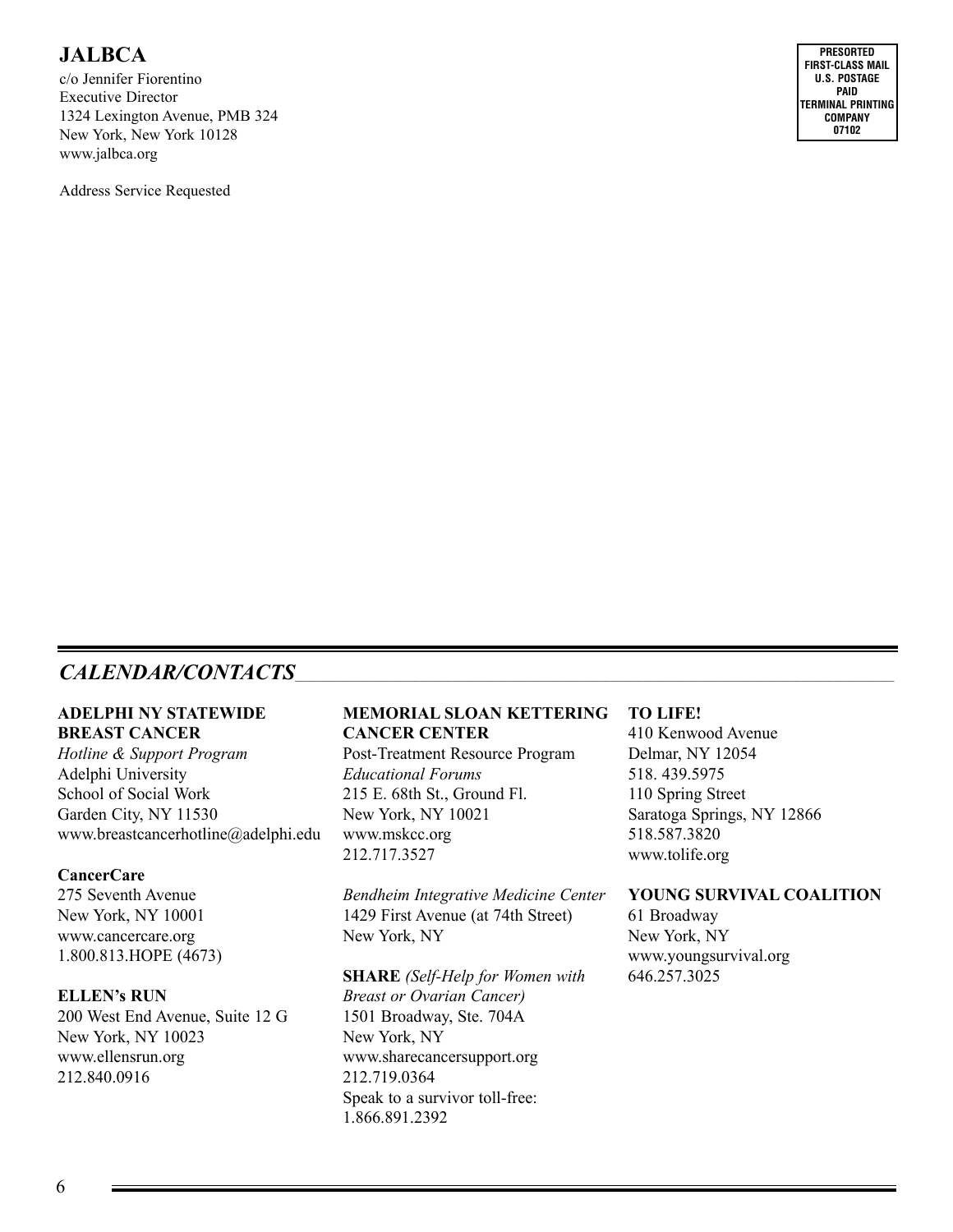**JALBCA**

c/o Jennifer Fiorentino
Executive Director
1324 Lexington Avenue, PMB 324
New York, New York 10128
www.jalbca.org

Address Service Requested

PRESORTED
FIRST-CLASS MAIL
U.S. POSTAGE
PAID
TERMINAL PRINTING
COMPANY
07102

## *CALENDAR/CONTACTS*

**ADELPHI NY STATEWIDE BREAST CANCER**
*Hotline & Support Program*
Adelphi University
School of Social Work
Garden City, NY 11530
www.breastcancerhotline@adelphi.edu

**CancerCare**
275 Seventh Avenue
New York, NY 10001
www.cancercare.org
1.800.813.HOPE (4673)

**ELLEN's RUN**
200 West End Avenue, Suite 12 G
New York, NY 10023
www.ellensrun.org
212.840.0916

**MEMORIAL SLOAN KETTERING CANCER CENTER**
Post-Treatment Resource Program
*Educational Forums*
215 E. 68th St., Ground Fl.
New York, NY 10021
www.mskcc.org
212.717.3527

*Bendheim Integrative Medicine Center*
1429 First Avenue (at 74th Street)
New York, NY

**SHARE** *(Self-Help for Women with Breast or Ovarian Cancer)*
1501 Broadway, Ste. 704A
New York, NY
www.sharecancersupport.org
212.719.0364
Speak to a survivor toll-free:
1.866.891.2392

**TO LIFE!**
410 Kenwood Avenue
Delmar, NY 12054
518. 439.5975
110 Spring Street
Saratoga Springs, NY 12866
518.587.3820
www.tolife.org

**YOUNG SURVIVAL COALITION**
61 Broadway
New York, NY
www.youngsurvival.org
646.257.3025